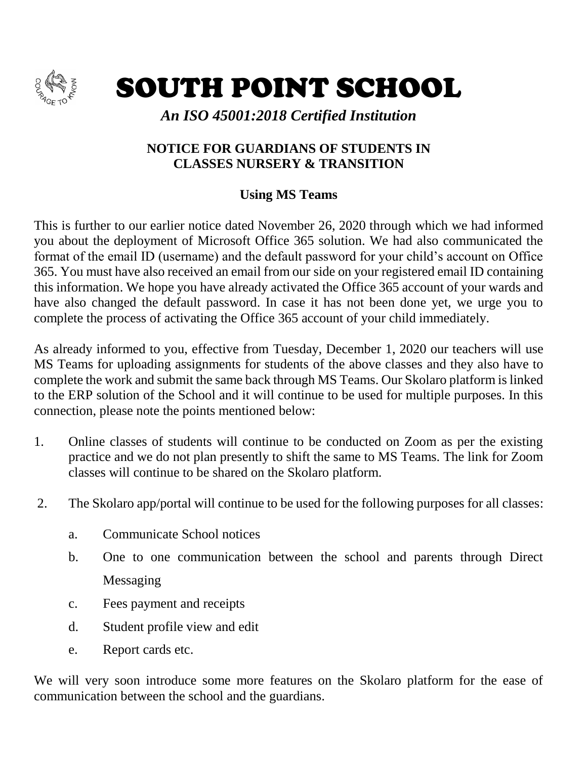# SOUTH POINT SCHOOL

*An ISO 45001:2018 Certified Institution*

**NOTICE FOR GUARDIANS OF STUDENTS IN CLASSES NURSERY & TRANSITION**

**Using MS Teams**

This is further to our earlier notice dated November 26, 2020 through which we had informed you about the deployment of Microsoft Office 365 solution. We had also communicated the format of the email ID (username) and the default password for your child's account on Office 365. You must have also received an email from our side on your registered email ID containing this information. We hope you have already activated the Office 365 account of your wards and have also changed the default password. In case it has not been done yet, we urge you to complete the process of activating the Office 365 account of your child immediately.

As already informed to you, effective from Tuesday, December 1, 2020 our teachers will use MS Teams for uploading assignments for students of the above classes and they also have to complete the work and submit the same back through MS Teams. Our Skolaro platform is linked to the ERP solution of the School and it will continue to be used for multiple purposes. In this connection, please note the points mentioned below:

1. Online classes of students will continue to be conducted on Zoom as per the existing practice and we do not plan presently to shift the same to MS Teams. The link for Zoom classes will continue to be shared on the Skolaro platform.

2. The Skolaro app/portal will continue to be used for the following purposes for all classes:

   a. Communicate School notices

   b. One to one communication between the school and parents through Direct Messaging

   c. Fees payment and receipts

   d. Student profile view and edit

   e. Report cards etc.

We will very soon introduce some more features on the Skolaro platform for the ease of communication between the school and the guardians.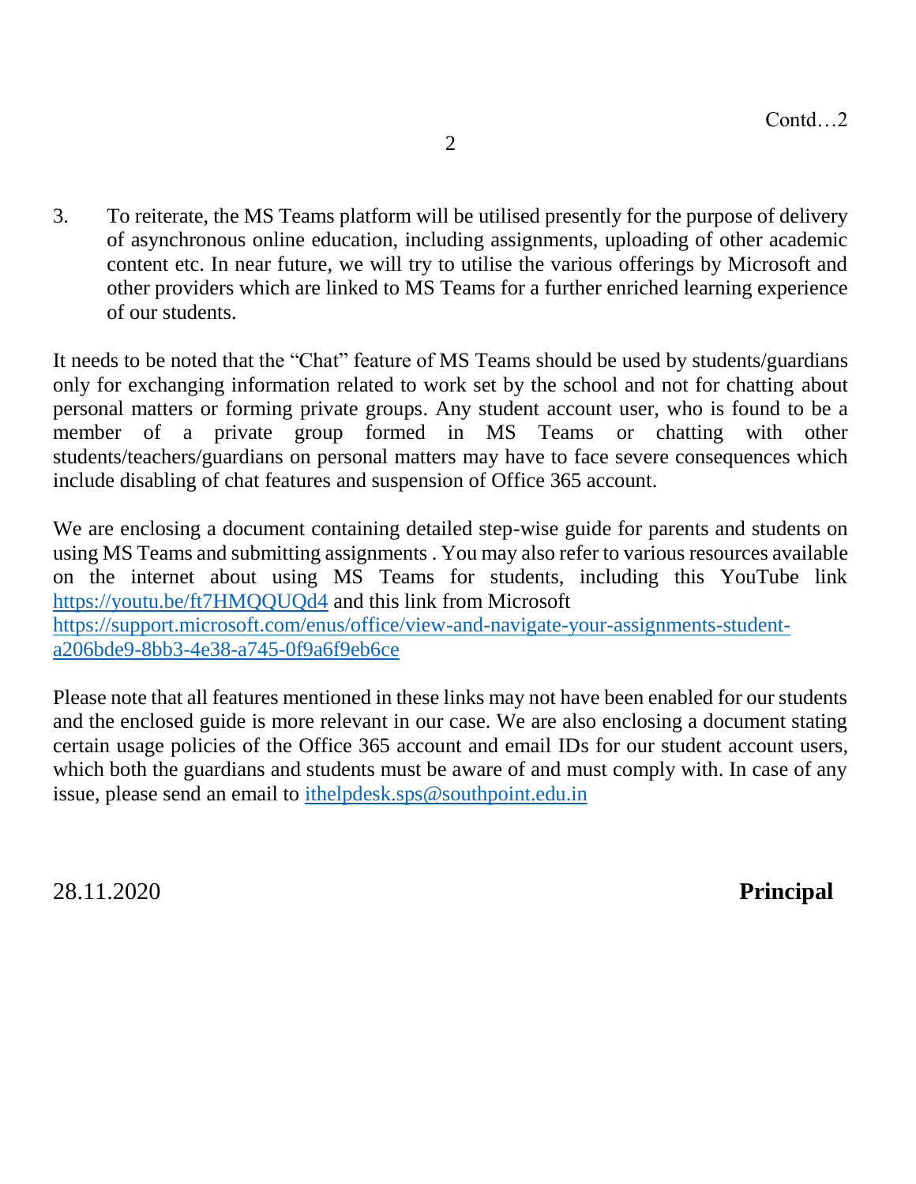3. To reiterate, the MS Teams platform will be utilised presently for the purpose of delivery of asynchronous online education, including assignments, uploading of other academic content etc. In near future, we will try to utilise the various offerings by Microsoft and other providers which are linked to MS Teams for a further enriched learning experience of our students.

It needs to be noted that the “Chat” feature of MS Teams should be used by students/guardians only for exchanging information related to work set by the school and not for chatting about personal matters or forming private groups. Any student account user, who is found to be a member of a private group formed in MS Teams or chatting with other students/teachers/guardians on personal matters may have to face severe consequences which include disabling of chat features and suspension of Office 365 account.

We are enclosing a document containing detailed step-wise guide for parents and students on using MS Teams and submitting assignments . You may also refer to various resources available on the internet about using MS Teams for students, including this YouTube link https://youtu.be/ft7HMQQUQd4 and this link from Microsoft https://support.microsoft.com/enus/office/view-and-navigate-your-assignments-student-a206bde9-8bb3-4e38-a745-0f9a6f9eb6ce

Please note that all features mentioned in these links may not have been enabled for our students and the enclosed guide is more relevant in our case. We are also enclosing a document stating certain usage policies of the Office 365 account and email IDs for our student account users, which both the guardians and students must be aware of and must comply with. In case of any issue, please send an email to ithelpdesk.sps@southpoint.edu.in

28.11.2020

**Principal**